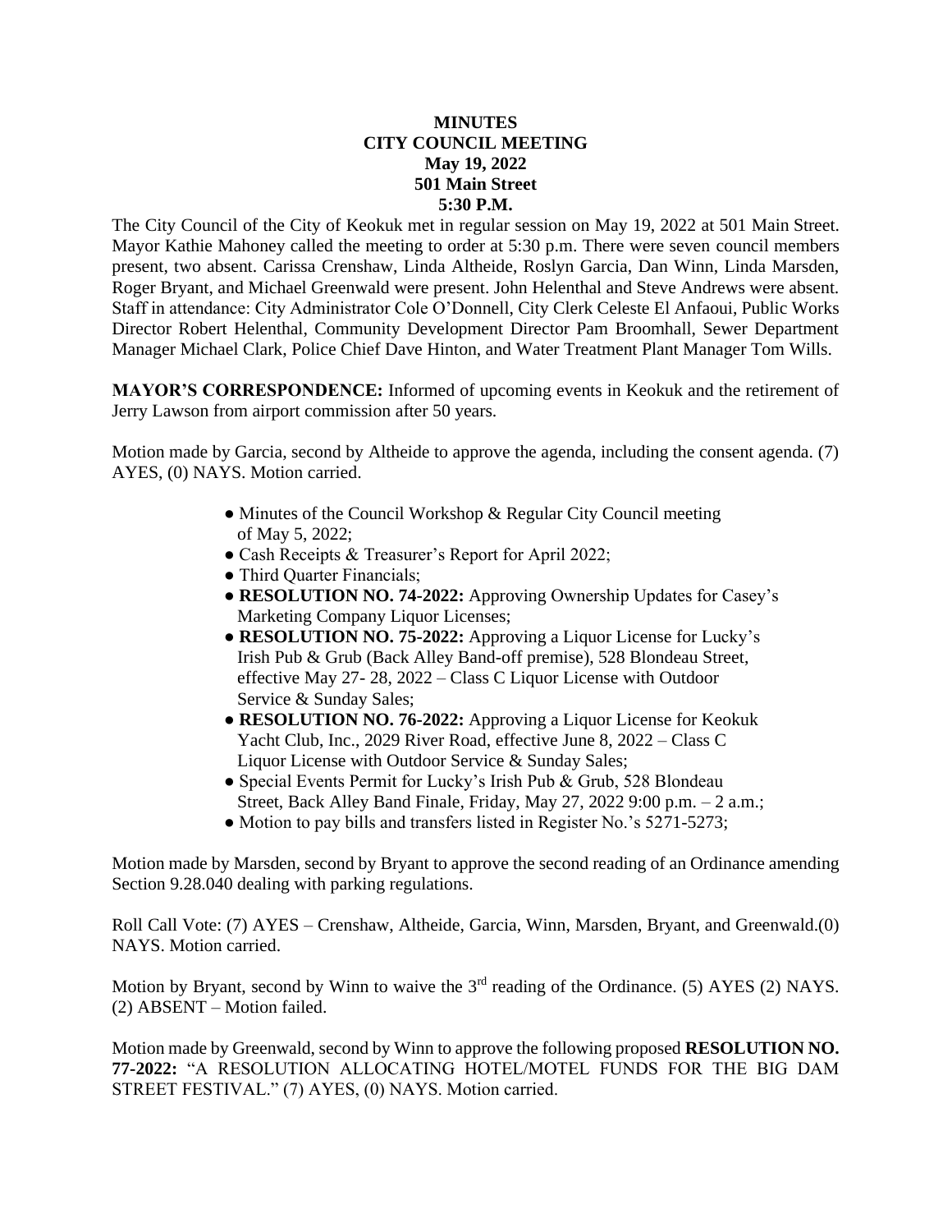**MINUTES**
**CITY COUNCIL MEETING**
**May 19, 2022**
**501 Main Street**
**5:30 P.M.**

The City Council of the City of Keokuk met in regular session on May 19, 2022 at 501 Main Street. Mayor Kathie Mahoney called the meeting to order at 5:30 p.m. There were seven council members present, two absent. Carissa Crenshaw, Linda Altheide, Roslyn Garcia, Dan Winn, Linda Marsden, Roger Bryant, and Michael Greenwald were present. John Helenthal and Steve Andrews were absent. Staff in attendance: City Administrator Cole O'Donnell, City Clerk Celeste El Anfaoui, Public Works Director Robert Helenthal, Community Development Director Pam Broomhall, Sewer Department Manager Michael Clark, Police Chief Dave Hinton, and Water Treatment Plant Manager Tom Wills.

**MAYOR'S CORRESPONDENCE:** Informed of upcoming events in Keokuk and the retirement of Jerry Lawson from airport commission after 50 years.

Motion made by Garcia, second by Altheide to approve the agenda, including the consent agenda. (7) AYES, (0) NAYS. Motion carried.

- Minutes of the Council Workshop & Regular City Council meeting of May 5, 2022;
- Cash Receipts & Treasurer's Report for April 2022;
- Third Quarter Financials;
- **RESOLUTION NO. 74-2022:** Approving Ownership Updates for Casey's Marketing Company Liquor Licenses;
- **RESOLUTION NO. 75-2022:** Approving a Liquor License for Lucky's Irish Pub & Grub (Back Alley Band-off premise), 528 Blondeau Street, effective May 27- 28, 2022 – Class C Liquor License with Outdoor Service & Sunday Sales;
- **RESOLUTION NO. 76-2022:** Approving a Liquor License for Keokuk Yacht Club, Inc., 2029 River Road, effective June 8, 2022 – Class C Liquor License with Outdoor Service & Sunday Sales;
- Special Events Permit for Lucky's Irish Pub & Grub, 528 Blondeau Street, Back Alley Band Finale, Friday, May 27, 2022 9:00 p.m. – 2 a.m.;
- Motion to pay bills and transfers listed in Register No.'s 5271-5273;

Motion made by Marsden, second by Bryant to approve the second reading of an Ordinance amending Section 9.28.040 dealing with parking regulations.

Roll Call Vote: (7) AYES – Crenshaw, Altheide, Garcia, Winn, Marsden, Bryant, and Greenwald.(0) NAYS. Motion carried.

Motion by Bryant, second by Winn to waive the 3rd reading of the Ordinance. (5) AYES (2) NAYS. (2) ABSENT – Motion failed.

Motion made by Greenwald, second by Winn to approve the following proposed **RESOLUTION NO. 77-2022:** "A RESOLUTION ALLOCATING HOTEL/MOTEL FUNDS FOR THE BIG DAM STREET FESTIVAL." (7) AYES, (0) NAYS. Motion carried.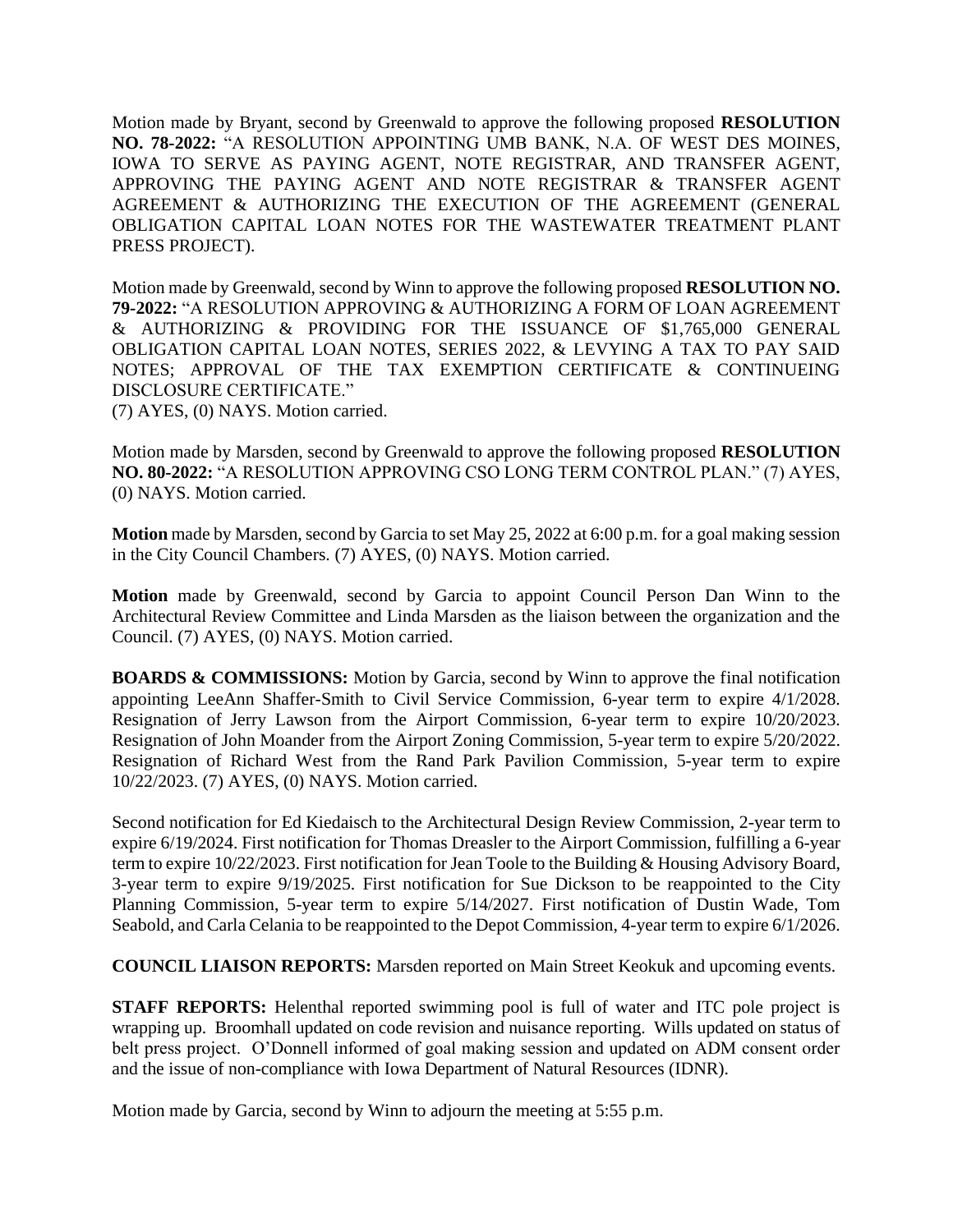Motion made by Bryant, second by Greenwald to approve the following proposed **RESOLUTION NO. 78-2022:** "A RESOLUTION APPOINTING UMB BANK, N.A. OF WEST DES MOINES, IOWA TO SERVE AS PAYING AGENT, NOTE REGISTRAR, AND TRANSFER AGENT, APPROVING THE PAYING AGENT AND NOTE REGISTRAR & TRANSFER AGENT AGREEMENT & AUTHORIZING THE EXECUTION OF THE AGREEMENT (GENERAL OBLIGATION CAPITAL LOAN NOTES FOR THE WASTEWATER TREATMENT PLANT PRESS PROJECT).

Motion made by Greenwald, second by Winn to approve the following proposed **RESOLUTION NO. 79-2022:** "A RESOLUTION APPROVING & AUTHORIZING A FORM OF LOAN AGREEMENT & AUTHORIZING & PROVIDING FOR THE ISSUANCE OF $1,765,000 GENERAL OBLIGATION CAPITAL LOAN NOTES, SERIES 2022, & LEVYING A TAX TO PAY SAID NOTES; APPROVAL OF THE TAX EXEMPTION CERTIFICATE & CONTINUEING DISCLOSURE CERTIFICATE."
(7) AYES, (0) NAYS. Motion carried.

Motion made by Marsden, second by Greenwald to approve the following proposed **RESOLUTION NO. 80-2022:** "A RESOLUTION APPROVING CSO LONG TERM CONTROL PLAN." (7) AYES, (0) NAYS. Motion carried.

**Motion** made by Marsden, second by Garcia to set May 25, 2022 at 6:00 p.m. for a goal making session in the City Council Chambers. (7) AYES, (0) NAYS. Motion carried.

**Motion** made by Greenwald, second by Garcia to appoint Council Person Dan Winn to the Architectural Review Committee and Linda Marsden as the liaison between the organization and the Council. (7) AYES, (0) NAYS. Motion carried.

**BOARDS & COMMISSIONS:** Motion by Garcia, second by Winn to approve the final notification appointing LeeAnn Shaffer-Smith to Civil Service Commission, 6-year term to expire 4/1/2028. Resignation of Jerry Lawson from the Airport Commission, 6-year term to expire 10/20/2023. Resignation of John Moander from the Airport Zoning Commission, 5-year term to expire 5/20/2022. Resignation of Richard West from the Rand Park Pavilion Commission, 5-year term to expire 10/22/2023. (7) AYES, (0) NAYS. Motion carried.

Second notification for Ed Kiedaisch to the Architectural Design Review Commission, 2-year term to expire 6/19/2024. First notification for Thomas Dreasler to the Airport Commission, fulfilling a 6-year term to expire 10/22/2023. First notification for Jean Toole to the Building & Housing Advisory Board, 3-year term to expire 9/19/2025. First notification for Sue Dickson to be reappointed to the City Planning Commission, 5-year term to expire 5/14/2027. First notification of Dustin Wade, Tom Seabold, and Carla Celania to be reappointed to the Depot Commission, 4-year term to expire 6/1/2026.

**COUNCIL LIAISON REPORTS:** Marsden reported on Main Street Keokuk and upcoming events.

**STAFF REPORTS:** Helenthal reported swimming pool is full of water and ITC pole project is wrapping up. Broomhall updated on code revision and nuisance reporting. Wills updated on status of belt press project. O'Donnell informed of goal making session and updated on ADM consent order and the issue of non-compliance with Iowa Department of Natural Resources (IDNR).

Motion made by Garcia, second by Winn to adjourn the meeting at 5:55 p.m.